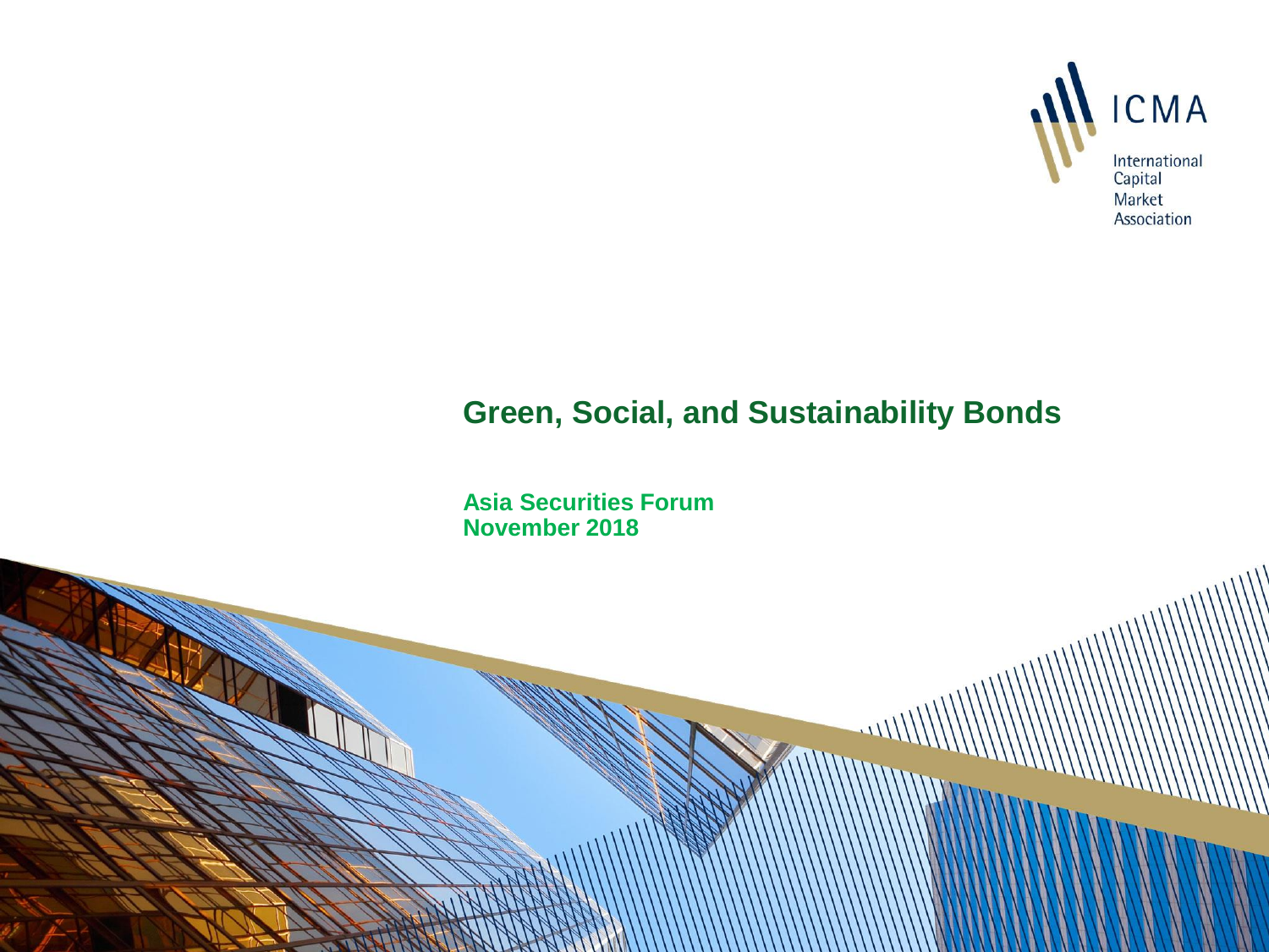ICMA

International Capital Market Association

# Green, Social, and Sustainability Bonds

**Asia Securities Forum**
**November 2018**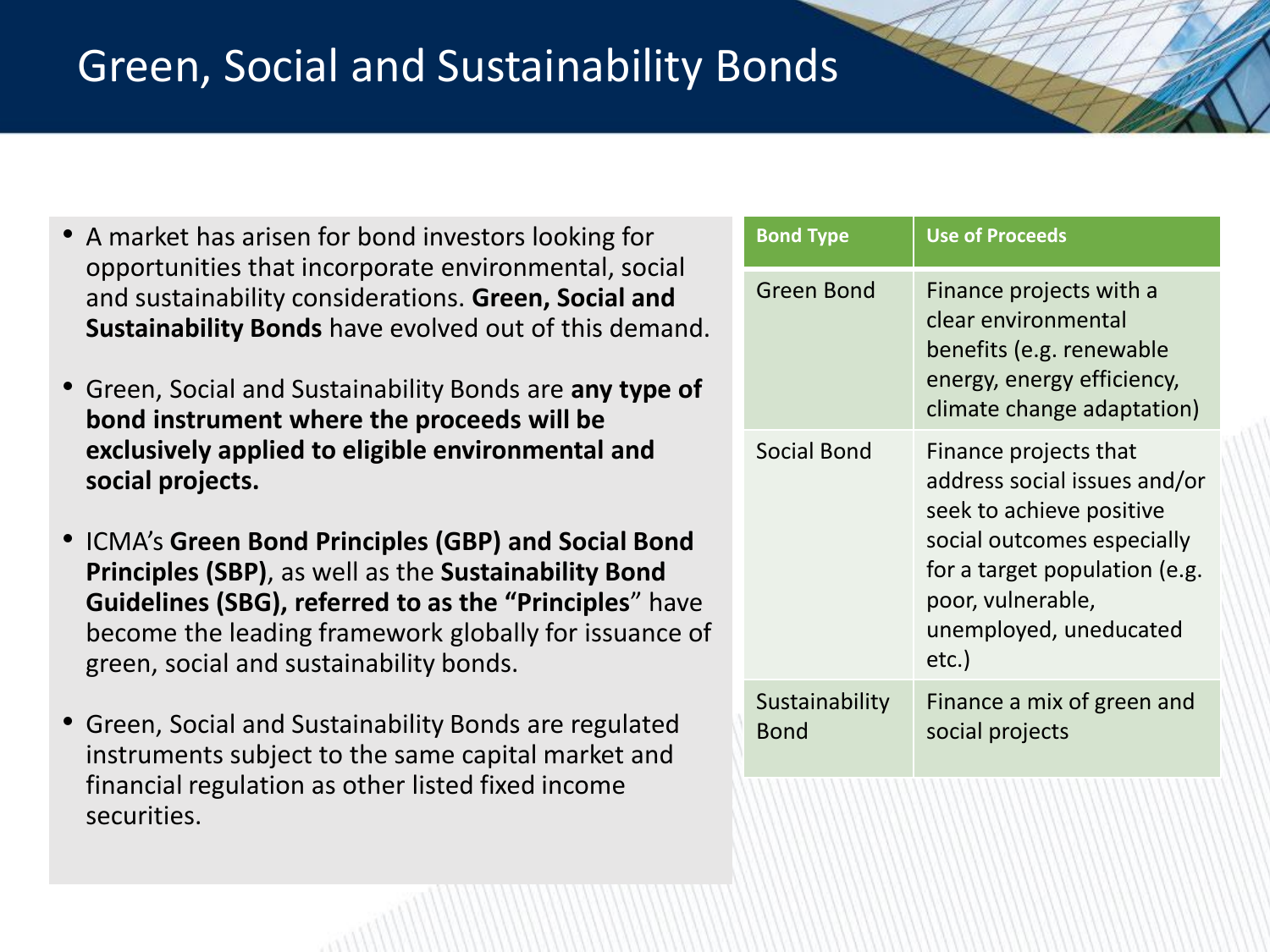# Green, Social and Sustainability Bonds

- A market has arisen for bond investors looking for opportunities that incorporate environmental, social and sustainability considerations. **Green, Social and Sustainability Bonds** have evolved out of this demand.
- Green, Social and Sustainability Bonds are **any type of bond instrument where the proceeds will be exclusively applied to eligible environmental and social projects.**
- ICMA's **Green Bond Principles (GBP) and Social Bond Principles (SBP)**, as well as the **Sustainability Bond Guidelines (SBG), referred to as the "Principles**" have become the leading framework globally for issuance of green, social and sustainability bonds.
- Green, Social and Sustainability Bonds are regulated instruments subject to the same capital market and financial regulation as other listed fixed income securities.

| Bond Type | Use of Proceeds |
| --- | --- |
| Green Bond | Finance projects with a clear environmental benefits (e.g. renewable energy, energy efficiency, climate change adaptation) |
| Social Bond | Finance projects that address social issues and/or seek to achieve positive social outcomes especially for a target population (e.g. poor, vulnerable, unemployed, uneducated etc.) |
| Sustainability Bond | Finance a mix of green and social projects |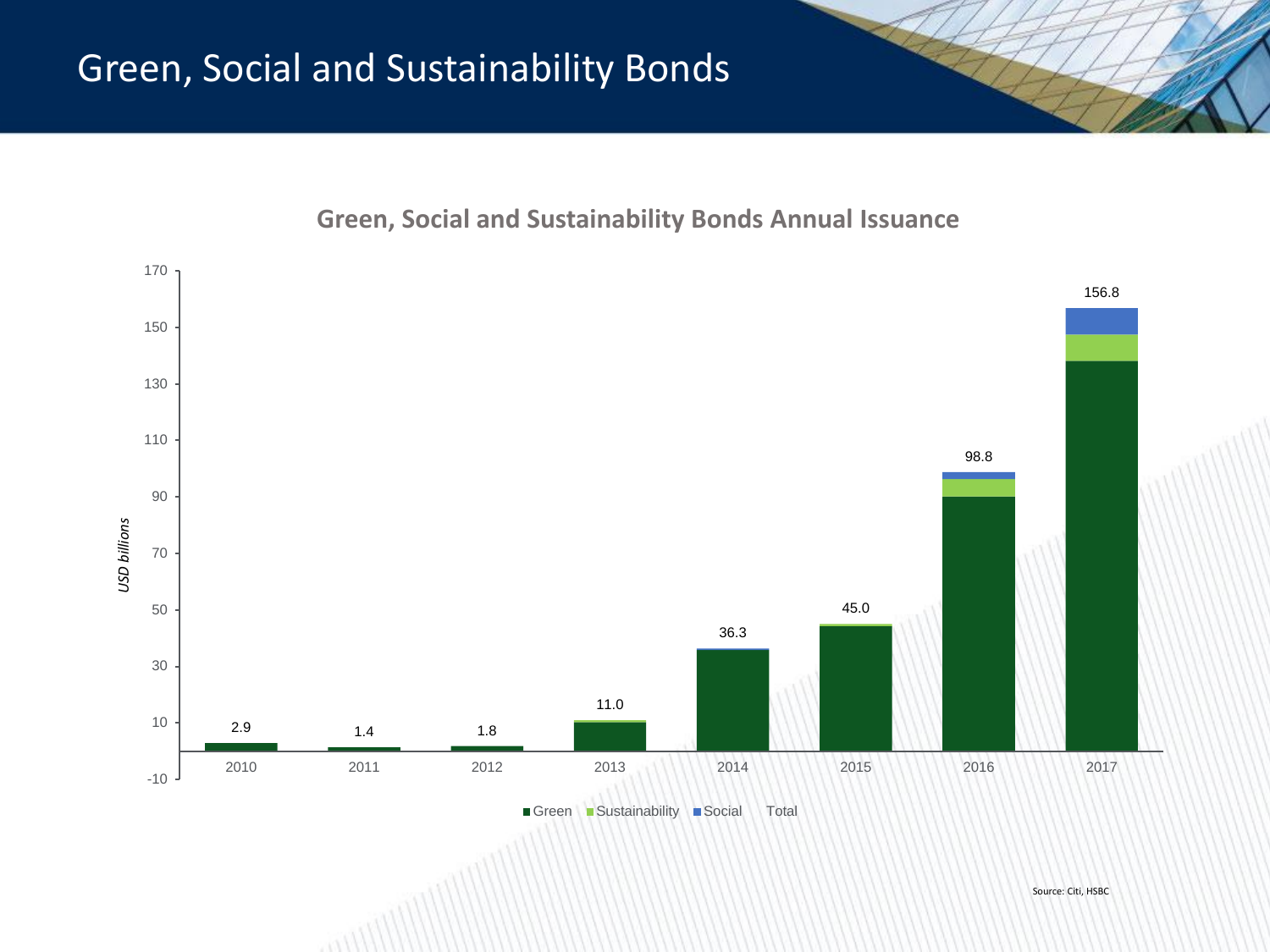# Green, Social and Sustainability Bonds

## Green, Social and Sustainability Bonds Annual Issuance

| Year | Total (USD billions) |
|---|---|
| 2010 | 2.9 |
| 2011 | 1.4 |
| 2012 | 1.8 |
| 2013 | 11.0 |
| 2014 | 36.3 |
| 2015 | 45.0 |
| 2016 | 98.8 |
| 2017 | 156.8 |

*USD billions*

Green | Sustainability | Social | Total

Source: Citi, HSBC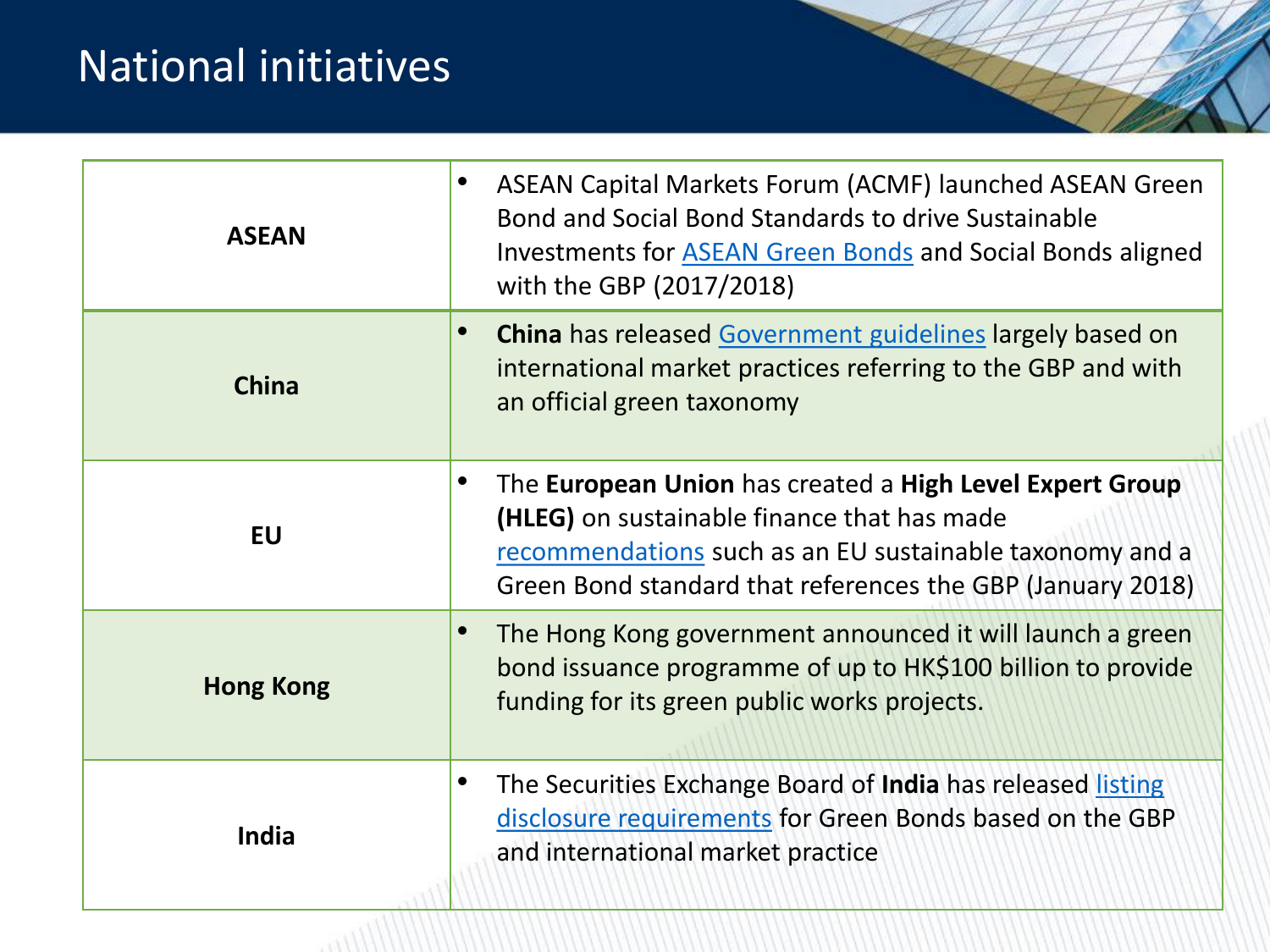# National initiatives

| | |
|---|---|
| **ASEAN** | • ASEAN Capital Markets Forum (ACMF) launched ASEAN Green Bond and Social Bond Standards to drive Sustainable Investments for ASEAN Green Bonds and Social Bonds aligned with the GBP (2017/2018) |
| **China** | • **China** has released Government guidelines largely based on international market practices referring to the GBP and with an official green taxonomy |
| **EU** | • The **European Union** has created a **High Level Expert Group (HLEG)** on sustainable finance that has made recommendations such as an EU sustainable taxonomy and a Green Bond standard that references the GBP (January 2018) |
| **Hong Kong** | • The Hong Kong government announced it will launch a green bond issuance programme of up to HK$100 billion to provide funding for its green public works projects. |
| **India** | • The Securities Exchange Board of **India** has released listing disclosure requirements for Green Bonds based on the GBP and international market practice |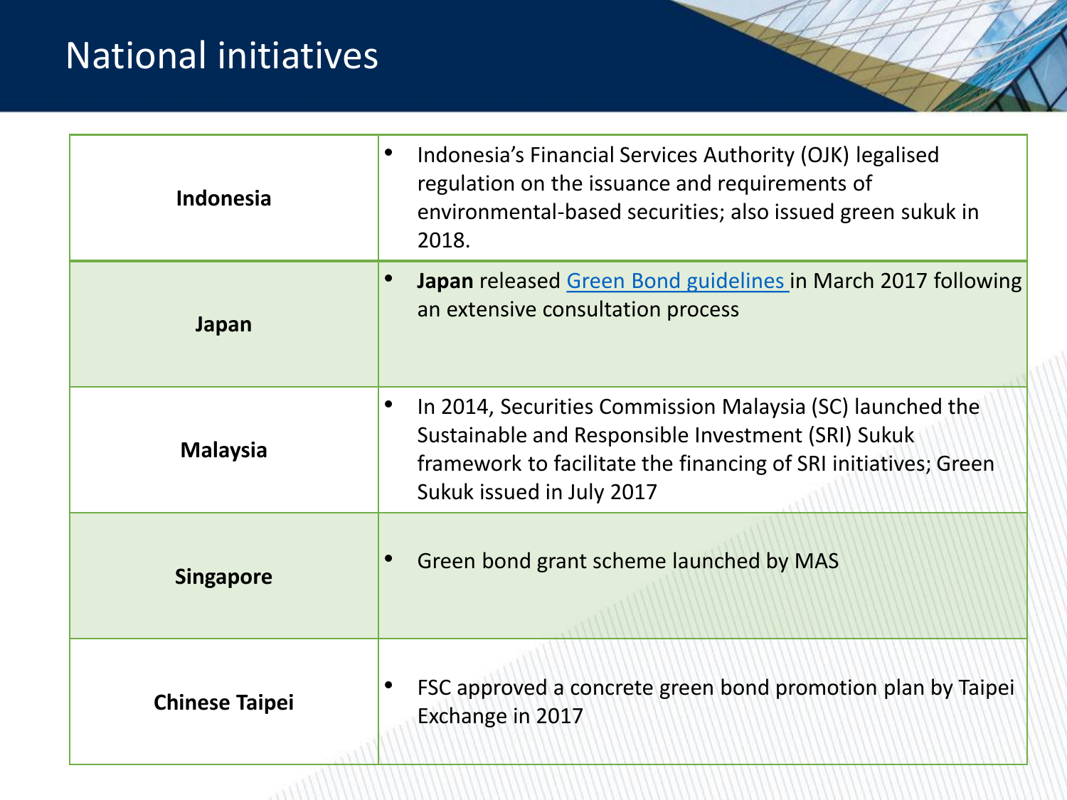# National initiatives

| | |
|---|---|
| **Indonesia** | • Indonesia's Financial Services Authority (OJK) legalised regulation on the issuance and requirements of environmental-based securities; also issued green sukuk in 2018. |
| **Japan** | • **Japan** released Green Bond guidelines in March 2017 following an extensive consultation process |
| **Malaysia** | • In 2014, Securities Commission Malaysia (SC) launched the Sustainable and Responsible Investment (SRI) Sukuk framework to facilitate the financing of SRI initiatives; Green Sukuk issued in July 2017 |
| **Singapore** | • Green bond grant scheme launched by MAS |
| **Chinese Taipei** | • FSC approved a concrete green bond promotion plan by Taipei Exchange in 2017 |